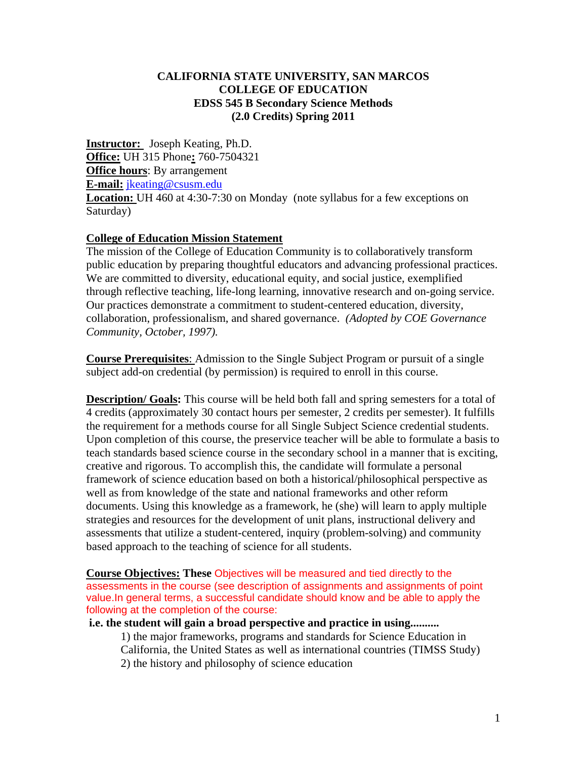**CALIFORNIA STATE UNIVERSITY, SAN MARCOS**
**COLLEGE OF EDUCATION**
**EDSS 545 B Secondary Science Methods**
**(2.0 Credits) Spring 2011**

**Instructor:** Joseph Keating, Ph.D.
**Office:** UH 315 Phone**:** 760-7504321
**Office hours**: By arrangement
**E-mail:** jkeating@csusm.edu
**Location:** UH 460 at 4:30-7:30 on Monday (note syllabus for a few exceptions on Saturday)

**College of Education Mission Statement**

The mission of the College of Education Community is to collaboratively transform public education by preparing thoughtful educators and advancing professional practices. We are committed to diversity, educational equity, and social justice, exemplified through reflective teaching, life-long learning, innovative research and on-going service. Our practices demonstrate a commitment to student-centered education, diversity, collaboration, professionalism, and shared governance. *(Adopted by COE Governance Community, October, 1997).*

**Course Prerequisites**: Admission to the Single Subject Program or pursuit of a single subject add-on credential (by permission) is required to enroll in this course.

**Description/ Goals:** This course will be held both fall and spring semesters for a total of 4 credits (approximately 30 contact hours per semester, 2 credits per semester). It fulfills the requirement for a methods course for all Single Subject Science credential students. Upon completion of this course, the preservice teacher will be able to formulate a basis to teach standards based science course in the secondary school in a manner that is exciting, creative and rigorous. To accomplish this, the candidate will formulate a personal framework of science education based on both a historical/philosophical perspective as well as from knowledge of the state and national frameworks and other reform documents. Using this knowledge as a framework, he (she) will learn to apply multiple strategies and resources for the development of unit plans, instructional delivery and assessments that utilize a student-centered, inquiry (problem-solving) and community based approach to the teaching of science for all students.

**Course Objectives: These** Objectives will be measured and tied directly to the assessments in the course (see description of assignments and assignments of point value.In general terms, a successful candidate should know and be able to apply the following at the completion of the course:

**i.e. the student will gain a broad perspective and practice in using..........**

1) the major frameworks, programs and standards for Science Education in California, the United States as well as international countries (TIMSS Study)
2) the history and philosophy of science education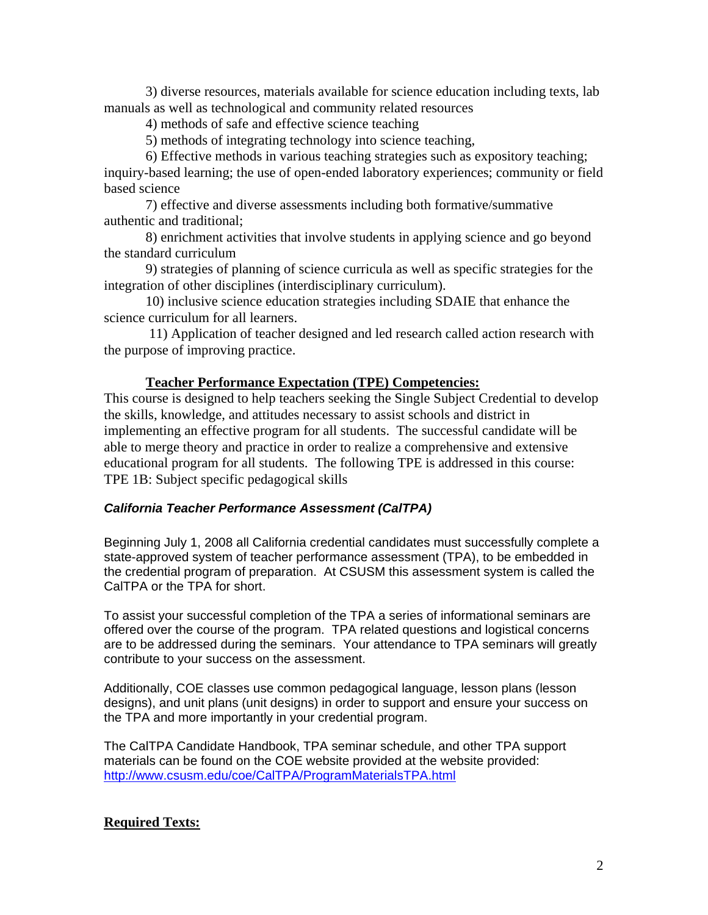3) diverse resources, materials available for science education including texts, lab manuals as well as technological and community related resources

4) methods of safe and effective science teaching

5) methods of integrating technology into science teaching,

6) Effective methods in various teaching strategies such as expository teaching; inquiry-based learning; the use of open-ended laboratory experiences; community or field based science

7) effective and diverse assessments including both formative/summative authentic and traditional;

8) enrichment activities that involve students in applying science and go beyond the standard curriculum

9) strategies of planning of science curricula as well as specific strategies for the integration of other disciplines (interdisciplinary curriculum).

10) inclusive science education strategies including SDAIE that enhance the science curriculum for all learners.

11) Application of teacher designed and led research called action research with the purpose of improving practice.

**Teacher Performance Expectation (TPE) Competencies:**

This course is designed to help teachers seeking the Single Subject Credential to develop the skills, knowledge, and attitudes necessary to assist schools and district in implementing an effective program for all students. The successful candidate will be able to merge theory and practice in order to realize a comprehensive and extensive educational program for all students. The following TPE is addressed in this course: TPE 1B: Subject specific pedagogical skills

***California Teacher Performance Assessment (CalTPA)***

Beginning July 1, 2008 all California credential candidates must successfully complete a state-approved system of teacher performance assessment (TPA), to be embedded in the credential program of preparation. At CSUSM this assessment system is called the CalTPA or the TPA for short.

To assist your successful completion of the TPA a series of informational seminars are offered over the course of the program. TPA related questions and logistical concerns are to be addressed during the seminars. Your attendance to TPA seminars will greatly contribute to your success on the assessment.

Additionally, COE classes use common pedagogical language, lesson plans (lesson designs), and unit plans (unit designs) in order to support and ensure your success on the TPA and more importantly in your credential program.

The CalTPA Candidate Handbook, TPA seminar schedule, and other TPA support materials can be found on the COE website provided at the website provided: http://www.csusm.edu/coe/CalTPA/ProgramMaterialsTPA.html

**Required Texts:**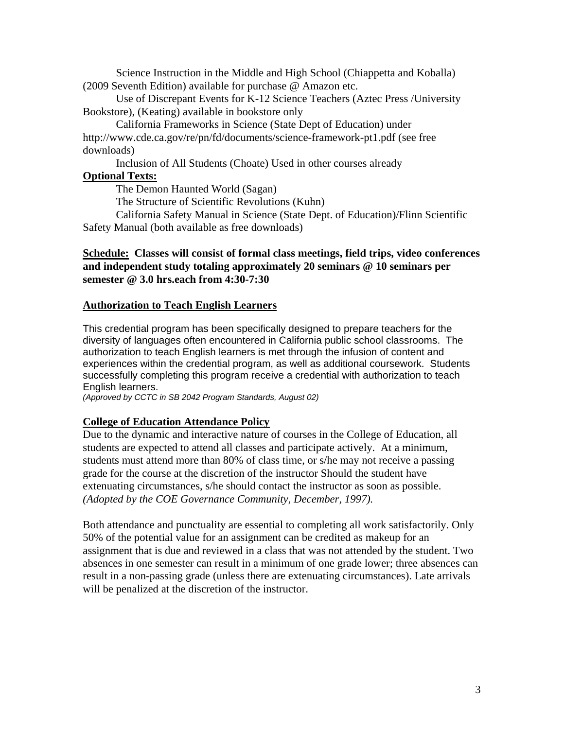Science Instruction in the Middle and High School (Chiappetta and Koballa) (2009 Seventh Edition) available for purchase @ Amazon etc.

Use of Discrepant Events for K-12 Science Teachers (Aztec Press /University Bookstore), (Keating) available in bookstore only

California Frameworks in Science (State Dept of Education) under http://www.cde.ca.gov/re/pn/fd/documents/science-framework-pt1.pdf (see free downloads)

Inclusion of All Students (Choate) Used in other courses already

**Optional Texts:**

The Demon Haunted World (Sagan)

The Structure of Scientific Revolutions (Kuhn)

California Safety Manual in Science (State Dept. of Education)/Flinn Scientific Safety Manual (both available as free downloads)

**Schedule: Classes will consist of formal class meetings, field trips, video conferences and independent study totaling approximately 20 seminars @ 10 seminars per semester @ 3.0 hrs.each from 4:30-7:30**

## Authorization to Teach English Learners

This credential program has been specifically designed to prepare teachers for the diversity of languages often encountered in California public school classrooms. The authorization to teach English learners is met through the infusion of content and experiences within the credential program, as well as additional coursework. Students successfully completing this program receive a credential with authorization to teach English learners.

*(Approved by CCTC in SB 2042 Program Standards, August 02)*

## College of Education Attendance Policy

Due to the dynamic and interactive nature of courses in the College of Education, all students are expected to attend all classes and participate actively. At a minimum, students must attend more than 80% of class time, or s/he may not receive a passing grade for the course at the discretion of the instructor Should the student have extenuating circumstances, s/he should contact the instructor as soon as possible. *(Adopted by the COE Governance Community, December, 1997).*

Both attendance and punctuality are essential to completing all work satisfactorily. Only 50% of the potential value for an assignment can be credited as makeup for an assignment that is due and reviewed in a class that was not attended by the student. Two absences in one semester can result in a minimum of one grade lower; three absences can result in a non-passing grade (unless there are extenuating circumstances). Late arrivals will be penalized at the discretion of the instructor.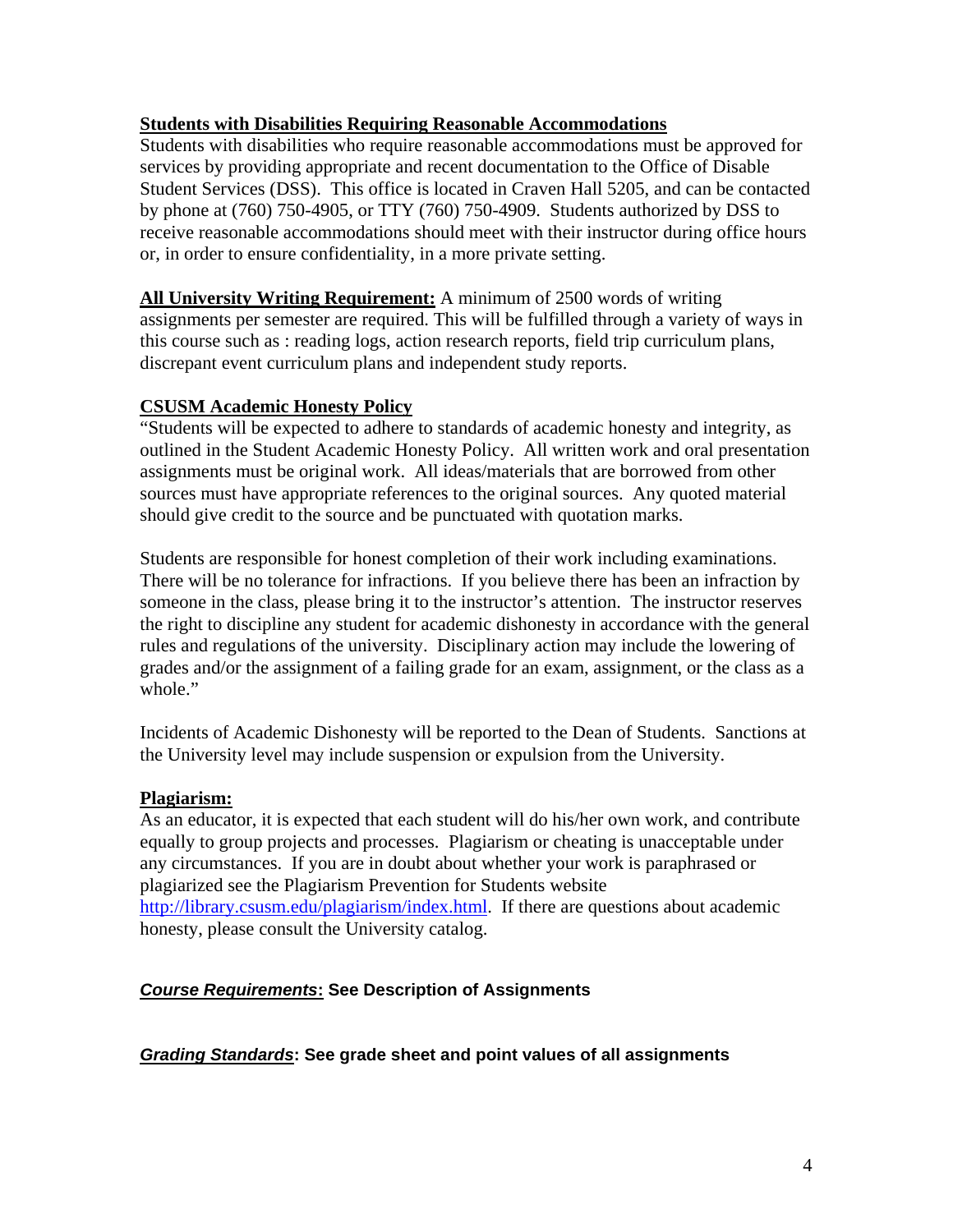**Students with Disabilities Requiring Reasonable Accommodations**

Students with disabilities who require reasonable accommodations must be approved for services by providing appropriate and recent documentation to the Office of Disable Student Services (DSS). This office is located in Craven Hall 5205, and can be contacted by phone at (760) 750-4905, or TTY (760) 750-4909. Students authorized by DSS to receive reasonable accommodations should meet with their instructor during office hours or, in order to ensure confidentiality, in a more private setting.

**All University Writing Requirement:** A minimum of 2500 words of writing assignments per semester are required. This will be fulfilled through a variety of ways in this course such as : reading logs, action research reports, field trip curriculum plans, discrepant event curriculum plans and independent study reports.

**CSUSM Academic Honesty Policy**

"Students will be expected to adhere to standards of academic honesty and integrity, as outlined in the Student Academic Honesty Policy. All written work and oral presentation assignments must be original work. All ideas/materials that are borrowed from other sources must have appropriate references to the original sources. Any quoted material should give credit to the source and be punctuated with quotation marks.

Students are responsible for honest completion of their work including examinations. There will be no tolerance for infractions. If you believe there has been an infraction by someone in the class, please bring it to the instructor's attention. The instructor reserves the right to discipline any student for academic dishonesty in accordance with the general rules and regulations of the university. Disciplinary action may include the lowering of grades and/or the assignment of a failing grade for an exam, assignment, or the class as a whole."

Incidents of Academic Dishonesty will be reported to the Dean of Students. Sanctions at the University level may include suspension or expulsion from the University.

**Plagiarism:**

As an educator, it is expected that each student will do his/her own work, and contribute equally to group projects and processes. Plagiarism or cheating is unacceptable under any circumstances. If you are in doubt about whether your work is paraphrased or plagiarized see the Plagiarism Prevention for Students website http://library.csusm.edu/plagiarism/index.html. If there are questions about academic honesty, please consult the University catalog.

***Course Requirements*: See Description of Assignments**

***Grading Standards*: See grade sheet and point values of all assignments**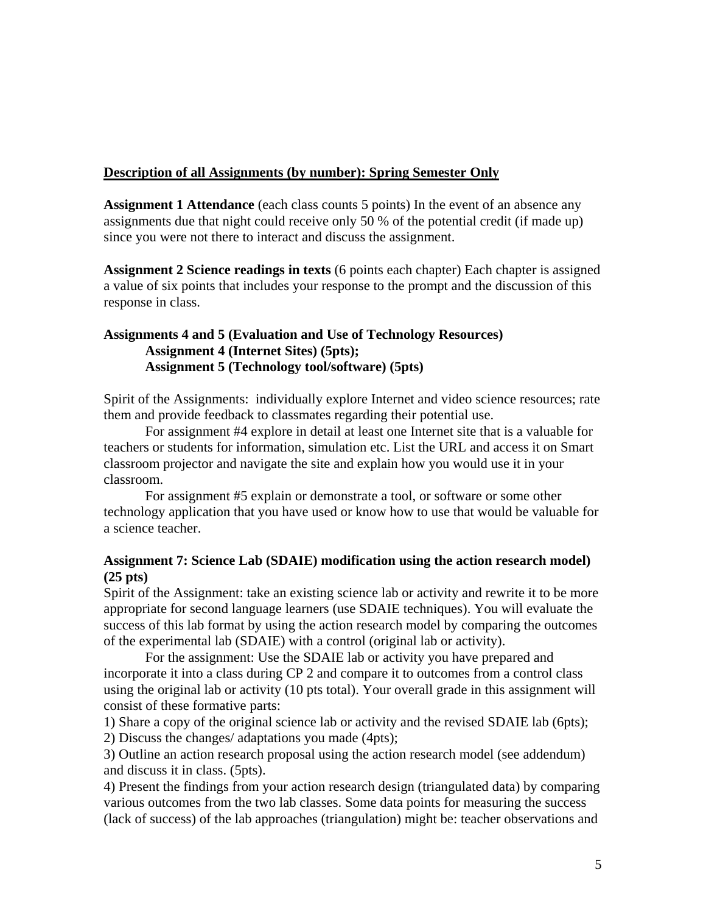**Description of all Assignments (by number): Spring Semester Only**

**Assignment 1 Attendance** (each class counts 5 points) In the event of an absence any assignments due that night could receive only 50 % of the potential credit (if made up) since you were not there to interact and discuss the assignment.

**Assignment 2 Science readings in texts** (6 points each chapter) Each chapter is assigned a value of six points that includes your response to the prompt and the discussion of this response in class.

**Assignments 4 and 5 (Evaluation and Use of Technology Resources)**
**Assignment 4 (Internet Sites) (5pts);**
**Assignment 5 (Technology tool/software) (5pts)**

Spirit of the Assignments: individually explore Internet and video science resources; rate them and provide feedback to classmates regarding their potential use.

For assignment #4 explore in detail at least one Internet site that is a valuable for teachers or students for information, simulation etc. List the URL and access it on Smart classroom projector and navigate the site and explain how you would use it in your classroom.

For assignment #5 explain or demonstrate a tool, or software or some other technology application that you have used or know how to use that would be valuable for a science teacher.

**Assignment 7: Science Lab (SDAIE) modification using the action research model) (25 pts)**
Spirit of the Assignment: take an existing science lab or activity and rewrite it to be more appropriate for second language learners (use SDAIE techniques). You will evaluate the success of this lab format by using the action research model by comparing the outcomes of the experimental lab (SDAIE) with a control (original lab or activity).

For the assignment: Use the SDAIE lab or activity you have prepared and incorporate it into a class during CP 2 and compare it to outcomes from a control class using the original lab or activity (10 pts total). Your overall grade in this assignment will consist of these formative parts:

1) Share a copy of the original science lab or activity and the revised SDAIE lab (6pts);
2) Discuss the changes/ adaptations you made (4pts);
3) Outline an action research proposal using the action research model (see addendum) and discuss it in class. (5pts).
4) Present the findings from your action research design (triangulated data) by comparing various outcomes from the two lab classes. Some data points for measuring the success (lack of success) of the lab approaches (triangulation) might be: teacher observations and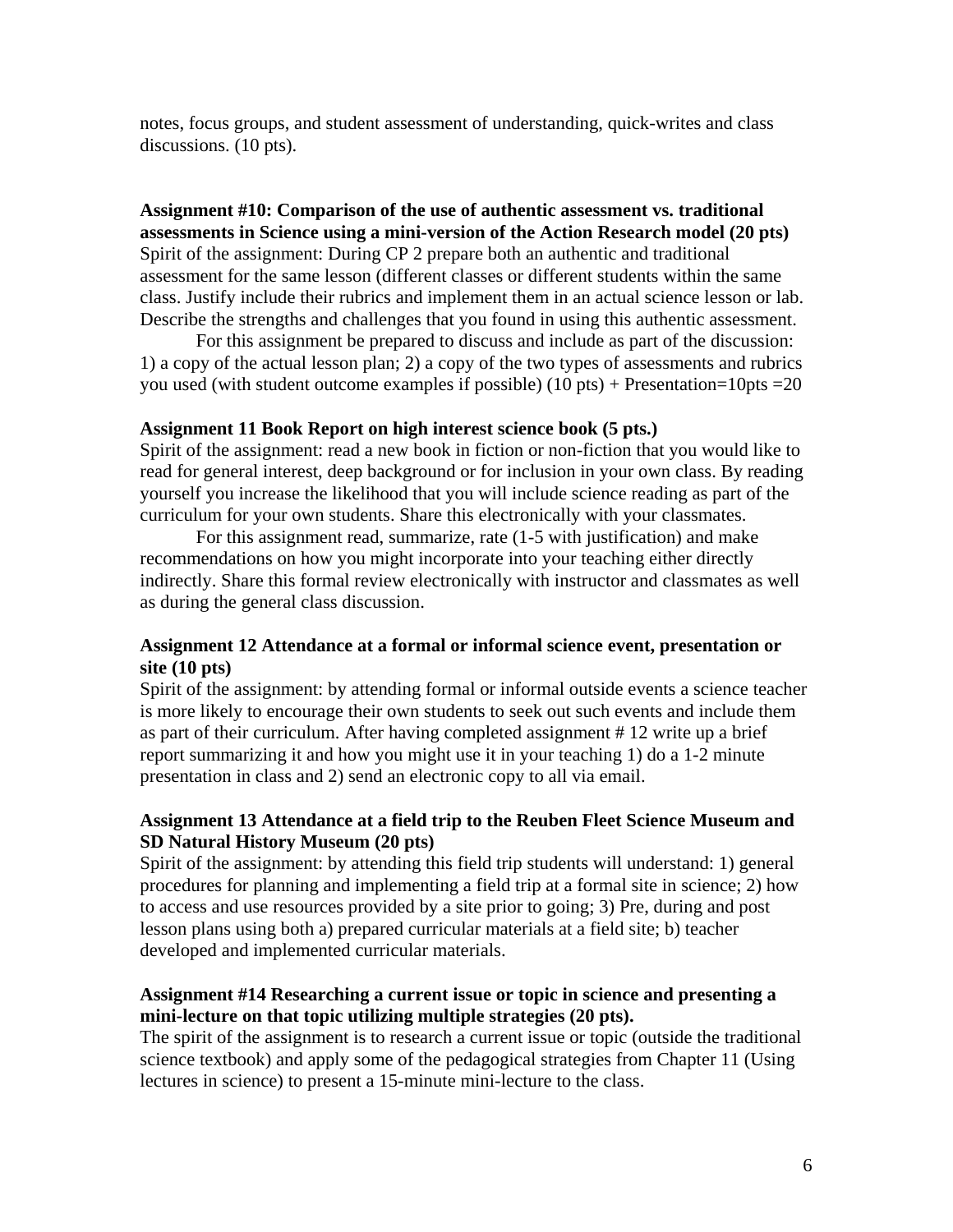notes, focus groups, and student assessment of understanding, quick-writes and class discussions. (10 pts).

**Assignment #10: Comparison of the use of authentic assessment vs. traditional assessments in Science using a mini-version of the Action Research model (20 pts)**
Spirit of the assignment: During CP 2 prepare both an authentic and traditional assessment for the same lesson (different classes or different students within the same class. Justify include their rubrics and implement them in an actual science lesson or lab. Describe the strengths and challenges that you found in using this authentic assessment.

For this assignment be prepared to discuss and include as part of the discussion: 1) a copy of the actual lesson plan; 2) a copy of the two types of assessments and rubrics you used (with student outcome examples if possible) (10 pts) + Presentation=10pts =20

**Assignment 11 Book Report on high interest science book (5 pts.)**
Spirit of the assignment: read a new book in fiction or non-fiction that you would like to read for general interest, deep background or for inclusion in your own class. By reading yourself you increase the likelihood that you will include science reading as part of the curriculum for your own students. Share this electronically with your classmates.

For this assignment read, summarize, rate (1-5 with justification) and make recommendations on how you might incorporate into your teaching either directly indirectly. Share this formal review electronically with instructor and classmates as well as during the general class discussion.

**Assignment 12 Attendance at a formal or informal science event, presentation or site (10 pts)**
Spirit of the assignment: by attending formal or informal outside events a science teacher is more likely to encourage their own students to seek out such events and include them as part of their curriculum. After having completed assignment # 12 write up a brief report summarizing it and how you might use it in your teaching 1) do a 1-2 minute presentation in class and 2) send an electronic copy to all via email.

**Assignment 13 Attendance at a field trip to the Reuben Fleet Science Museum and SD Natural History Museum (20 pts)**
Spirit of the assignment: by attending this field trip students will understand: 1) general procedures for planning and implementing a field trip at a formal site in science; 2) how to access and use resources provided by a site prior to going; 3) Pre, during and post lesson plans using both a) prepared curricular materials at a field site; b) teacher developed and implemented curricular materials.

**Assignment #14 Researching a current issue or topic in science and presenting a mini-lecture on that topic utilizing multiple strategies (20 pts).**
The spirit of the assignment is to research a current issue or topic (outside the traditional science textbook) and apply some of the pedagogical strategies from Chapter 11 (Using lectures in science) to present a 15-minute mini-lecture to the class.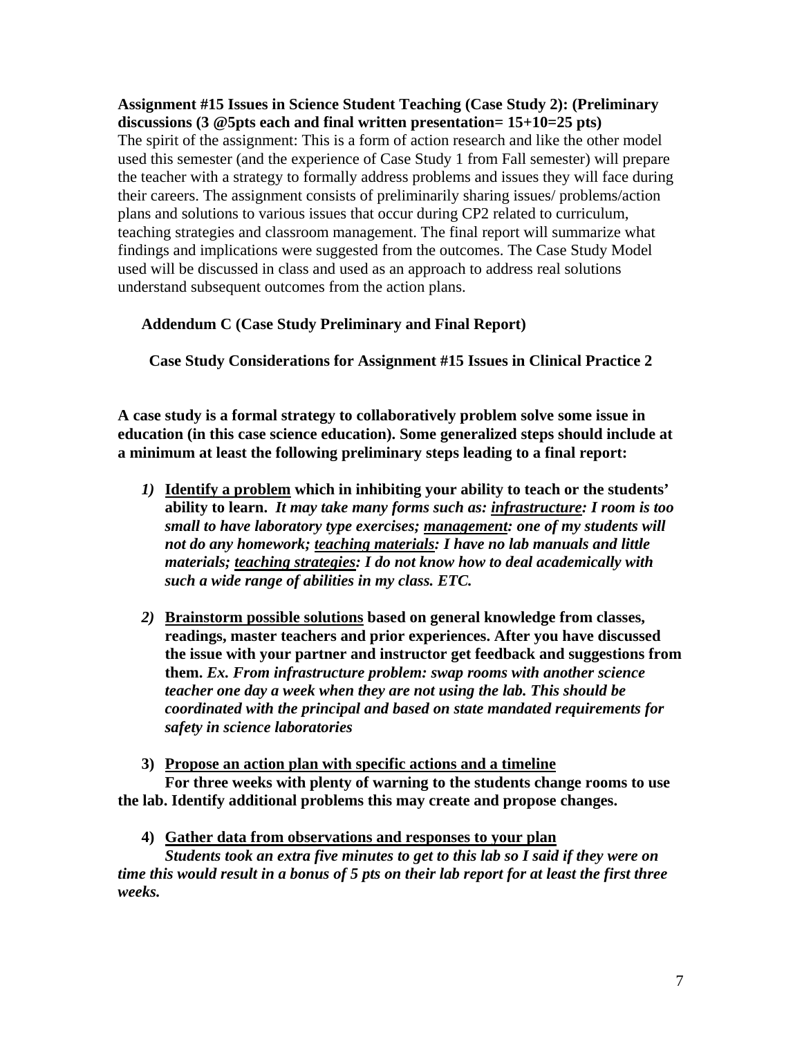**Assignment #15 Issues in Science Student Teaching (Case Study 2): (Preliminary discussions (3 @5pts each and final written presentation= 15+10=25 pts)**

The spirit of the assignment: This is a form of action research and like the other model used this semester (and the experience of Case Study 1 from Fall semester) will prepare the teacher with a strategy to formally address problems and issues they will face during their careers. The assignment consists of preliminarily sharing issues/ problems/action plans and solutions to various issues that occur during CP2 related to curriculum, teaching strategies and classroom management. The final report will summarize what findings and implications were suggested from the outcomes. The Case Study Model used will be discussed in class and used as an approach to address real solutions understand subsequent outcomes from the action plans.

**Addendum C (Case Study Preliminary and Final Report)**

**Case Study Considerations for Assignment #15 Issues in Clinical Practice 2**

**A case study is a formal strategy to collaboratively problem solve some issue in education (in this case science education). Some generalized steps should include at a minimum at least the following preliminary steps leading to a final report:**

1) **Identify a problem which in inhibiting your ability to teach or the students' ability to learn.** ***It may take many forms such as: infrastructure: I room is too small to have laboratory type exercises; management: one of my students will not do any homework; teaching materials: I have no lab manuals and little materials; teaching strategies: I do not know how to deal academically with such a wide range of abilities in my class. ETC.***

2) **Brainstorm possible solutions based on general knowledge from classes, readings, master teachers and prior experiences. After you have discussed the issue with your partner and instructor get feedback and suggestions from them.** ***Ex. From infrastructure problem: swap rooms with another science teacher one day a week when they are not using the lab. This should be coordinated with the principal and based on state mandated requirements for safety in science laboratories***

3) **Propose an action plan with specific actions and a timeline**
**For three weeks with plenty of warning to the students change rooms to use the lab. Identify additional problems this may create and propose changes.**

4) **Gather data from observations and responses to your plan**
***Students took an extra five minutes to get to this lab so I said if they were on time this would result in a bonus of 5 pts on their lab report for at least the first three weeks.***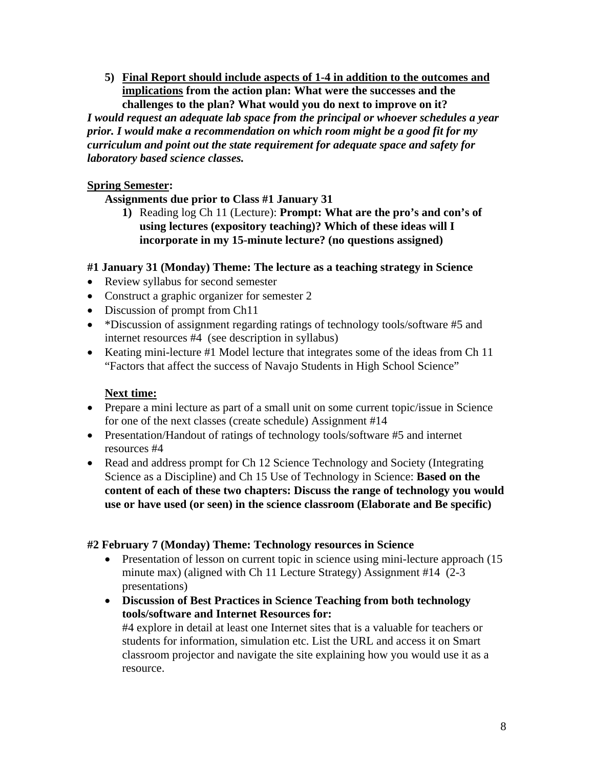5) **<u>Final Report should include aspects of 1-4 in addition to the outcomes and implications</u> from the action plan: What were the successes and the challenges to the plan? What would you do next to improve on it?**

***I would request an adequate lab space from the principal or whoever schedules a year prior. I would make a recommendation on which room might be a good fit for my curriculum and point out the state requirement for adequate space and safety for laboratory based science classes.***

**<u>Spring Semester</u>:**

**Assignments due prior to Class #1 January 31**

1) Reading log Ch 11 (Lecture): **Prompt: What are the pro's and con's of using lectures (expository teaching)? Which of these ideas will I incorporate in my 15-minute lecture? (no questions assigned)**

**#1 January 31 (Monday) Theme: The lecture as a teaching strategy in Science**

- Review syllabus for second semester
- Construct a graphic organizer for semester 2
- Discussion of prompt from Ch11
- *Discussion of assignment regarding ratings of technology tools/software #5 and internet resources #4 (see description in syllabus)
- Keating mini-lecture #1 Model lecture that integrates some of the ideas from Ch 11 "Factors that affect the success of Navajo Students in High School Science"

**<u>Next time:</u>**

- Prepare a mini lecture as part of a small unit on some current topic/issue in Science for one of the next classes (create schedule) Assignment #14
- Presentation/Handout of ratings of technology tools/software #5 and internet resources #4
- Read and address prompt for Ch 12 Science Technology and Society (Integrating Science as a Discipline) and Ch 15 Use of Technology in Science: **Based on the content of each of these two chapters: Discuss the range of technology you would use or have used (or seen) in the science classroom (Elaborate and Be specific)**

**#2 February 7 (Monday) Theme: Technology resources in Science**

- Presentation of lesson on current topic in science using mini-lecture approach (15 minute max) (aligned with Ch 11 Lecture Strategy) Assignment #14 (2-3 presentations)
- **Discussion of Best Practices in Science Teaching from both technology tools/software and Internet Resources for:**
  #4 explore in detail at least one Internet sites that is a valuable for teachers or students for information, simulation etc. List the URL and access it on Smart classroom projector and navigate the site explaining how you would use it as a resource.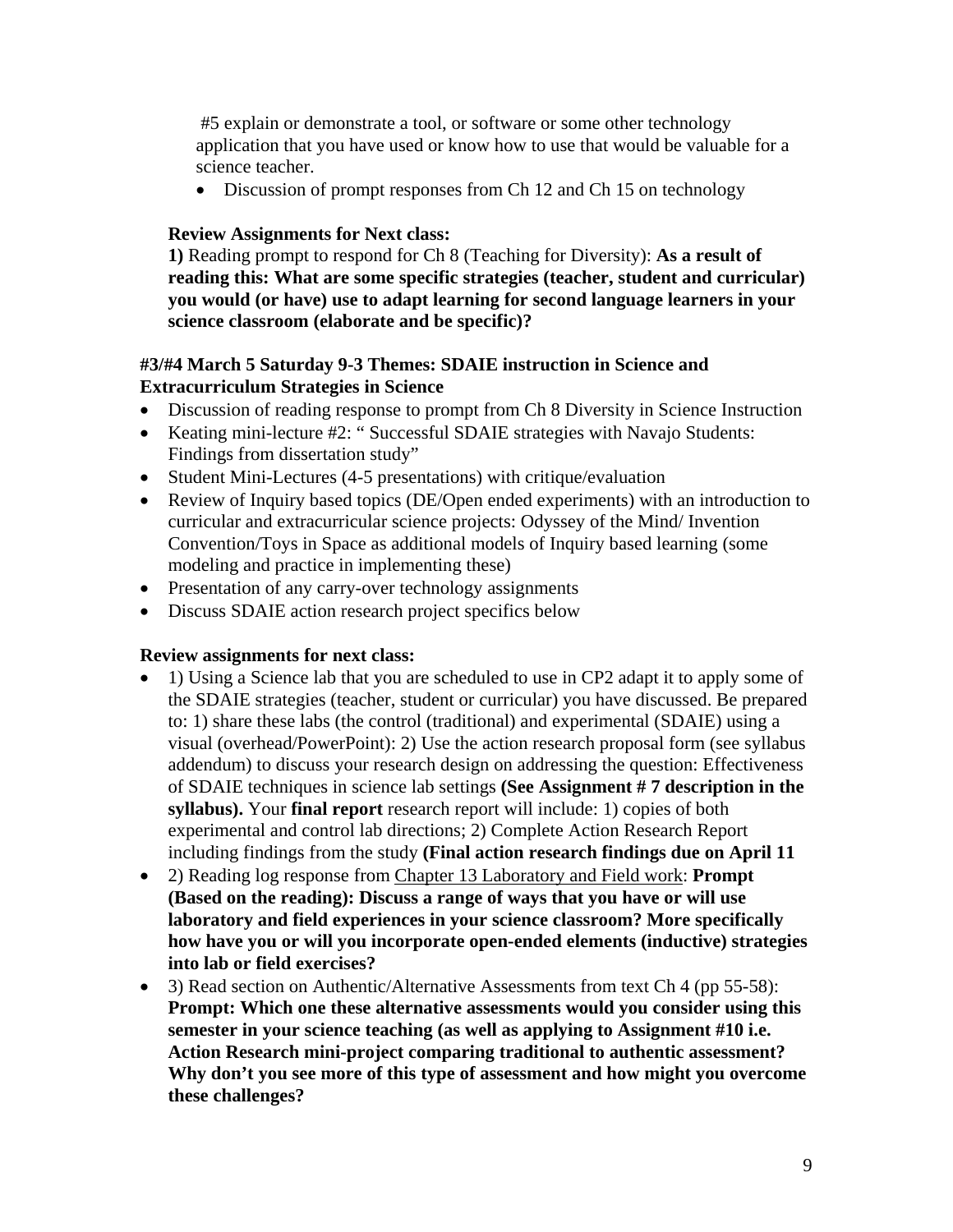#5 explain or demonstrate a tool, or software or some other technology application that you have used or know how to use that would be valuable for a science teacher.

- Discussion of prompt responses from Ch 12 and Ch 15 on technology

**Review Assignments for Next class:**

**1)** Reading prompt to respond for Ch 8 (Teaching for Diversity): **As a result of reading this: What are some specific strategies (teacher, student and curricular) you would (or have) use to adapt learning for second language learners in your science classroom (elaborate and be specific)?**

**#3/#4 March 5 Saturday 9-3 Themes: SDAIE instruction in Science and Extracurriculum Strategies in Science**

- Discussion of reading response to prompt from Ch 8 Diversity in Science Instruction
- Keating mini-lecture #2: " Successful SDAIE strategies with Navajo Students: Findings from dissertation study"
- Student Mini-Lectures (4-5 presentations) with critique/evaluation
- Review of Inquiry based topics (DE/Open ended experiments) with an introduction to curricular and extracurricular science projects: Odyssey of the Mind/ Invention Convention/Toys in Space as additional models of Inquiry based learning (some modeling and practice in implementing these)
- Presentation of any carry-over technology assignments
- Discuss SDAIE action research project specifics below

**Review assignments for next class:**

- 1) Using a Science lab that you are scheduled to use in CP2 adapt it to apply some of the SDAIE strategies (teacher, student or curricular) you have discussed. Be prepared to: 1) share these labs (the control (traditional) and experimental (SDAIE) using a visual (overhead/PowerPoint): 2) Use the action research proposal form (see syllabus addendum) to discuss your research design on addressing the question: Effectiveness of SDAIE techniques in science lab settings **(See Assignment # 7 description in the syllabus).** Your **final report** research report will include: 1) copies of both experimental and control lab directions; 2) Complete Action Research Report including findings from the study **(Final action research findings due on April 11**
- 2) Reading log response from Chapter 13 Laboratory and Field work: **Prompt (Based on the reading): Discuss a range of ways that you have or will use laboratory and field experiences in your science classroom? More specifically how have you or will you incorporate open-ended elements (inductive) strategies into lab or field exercises?**
- 3) Read section on Authentic/Alternative Assessments from text Ch 4 (pp 55-58): **Prompt: Which one these alternative assessments would you consider using this semester in your science teaching (as well as applying to Assignment #10 i.e. Action Research mini-project comparing traditional to authentic assessment? Why don't you see more of this type of assessment and how might you overcome these challenges?**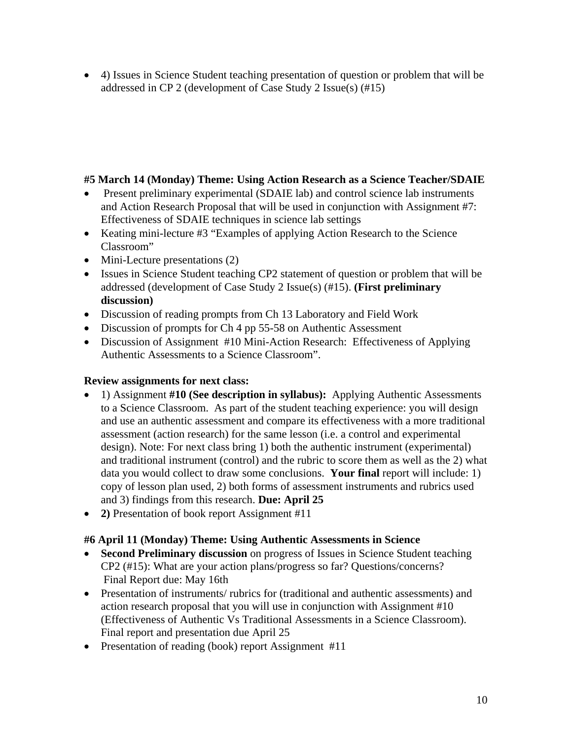- 4) Issues in Science Student teaching presentation of question or problem that will be addressed in CP 2 (development of Case Study 2 Issue(s) (#15)

**#5 March 14 (Monday) Theme: Using Action Research as a Science Teacher/SDAIE**

- Present preliminary experimental (SDAIE lab) and control science lab instruments and Action Research Proposal that will be used in conjunction with Assignment #7: Effectiveness of SDAIE techniques in science lab settings
- Keating mini-lecture #3 "Examples of applying Action Research to the Science Classroom"
- Mini-Lecture presentations (2)
- Issues in Science Student teaching CP2 statement of question or problem that will be addressed (development of Case Study 2 Issue(s) (#15). **(First preliminary discussion)**
- Discussion of reading prompts from Ch 13 Laboratory and Field Work
- Discussion of prompts for Ch 4 pp 55-58 on Authentic Assessment
- Discussion of Assignment #10 Mini-Action Research: Effectiveness of Applying Authentic Assessments to a Science Classroom".

**Review assignments for next class:**

- 1) Assignment **#10 (See description in syllabus):** Applying Authentic Assessments to a Science Classroom. As part of the student teaching experience: you will design and use an authentic assessment and compare its effectiveness with a more traditional assessment (action research) for the same lesson (i.e. a control and experimental design). Note: For next class bring 1) both the authentic instrument (experimental) and traditional instrument (control) and the rubric to score them as well as the 2) what data you would collect to draw some conclusions. **Your final** report will include: 1) copy of lesson plan used, 2) both forms of assessment instruments and rubrics used and 3) findings from this research. **Due: April 25**
- **2)** Presentation of book report Assignment #11

**#6 April 11 (Monday) Theme: Using Authentic Assessments in Science**

- **Second Preliminary discussion** on progress of Issues in Science Student teaching CP2 (#15): What are your action plans/progress so far? Questions/concerns? Final Report due: May 16th
- Presentation of instruments/ rubrics for (traditional and authentic assessments) and action research proposal that you will use in conjunction with Assignment #10 (Effectiveness of Authentic Vs Traditional Assessments in a Science Classroom). Final report and presentation due April 25
- Presentation of reading (book) report Assignment #11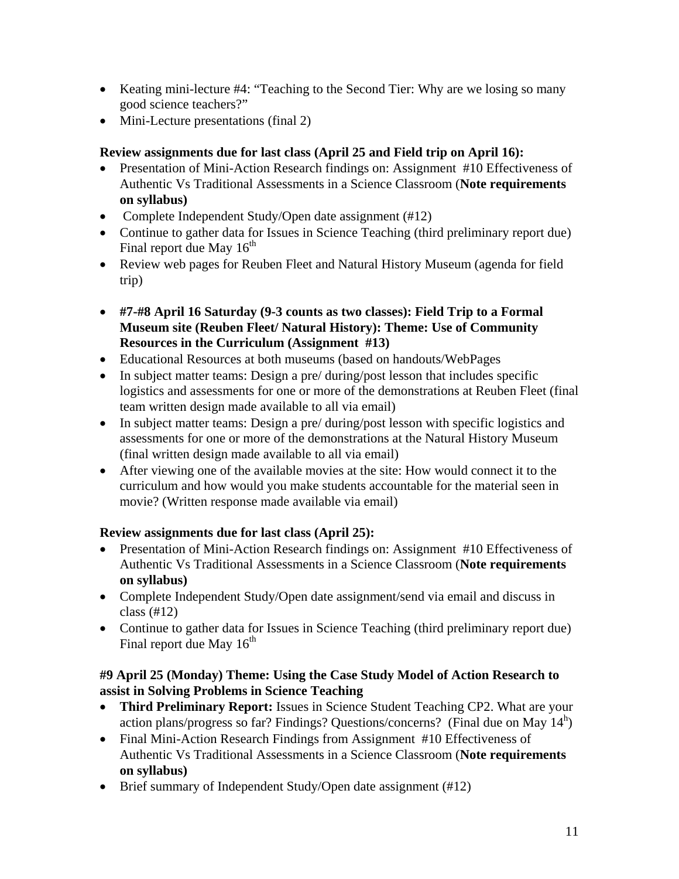- Keating mini-lecture #4: "Teaching to the Second Tier: Why are we losing so many good science teachers?"
- Mini-Lecture presentations (final 2)

**Review assignments due for last class (April 25 and Field trip on April 16):**

- Presentation of Mini-Action Research findings on: Assignment #10 Effectiveness of Authentic Vs Traditional Assessments in a Science Classroom (**Note requirements on syllabus)**
- Complete Independent Study/Open date assignment (#12)
- Continue to gather data for Issues in Science Teaching (third preliminary report due) Final report due May 16th
- Review web pages for Reuben Fleet and Natural History Museum (agenda for field trip)

- **#7-#8 April 16 Saturday (9-3 counts as two classes): Field Trip to a Formal Museum site (Reuben Fleet/ Natural History): Theme: Use of Community Resources in the Curriculum (Assignment #13)**
- Educational Resources at both museums (based on handouts/WebPages
- In subject matter teams: Design a pre/ during/post lesson that includes specific logistics and assessments for one or more of the demonstrations at Reuben Fleet (final team written design made available to all via email)
- In subject matter teams: Design a pre/ during/post lesson with specific logistics and assessments for one or more of the demonstrations at the Natural History Museum (final written design made available to all via email)
- After viewing one of the available movies at the site: How would connect it to the curriculum and how would you make students accountable for the material seen in movie? (Written response made available via email)

**Review assignments due for last class (April 25):**

- Presentation of Mini-Action Research findings on: Assignment #10 Effectiveness of Authentic Vs Traditional Assessments in a Science Classroom (**Note requirements on syllabus)**
- Complete Independent Study/Open date assignment/send via email and discuss in class (#12)
- Continue to gather data for Issues in Science Teaching (third preliminary report due) Final report due May 16th

**#9 April 25 (Monday) Theme: Using the Case Study Model of Action Research to assist in Solving Problems in Science Teaching**

- **Third Preliminary Report:** Issues in Science Student Teaching CP2. What are your action plans/progress so far? Findings? Questions/concerns? (Final due on May 14h)
- Final Mini-Action Research Findings from Assignment #10 Effectiveness of Authentic Vs Traditional Assessments in a Science Classroom (**Note requirements on syllabus)**
- Brief summary of Independent Study/Open date assignment (#12)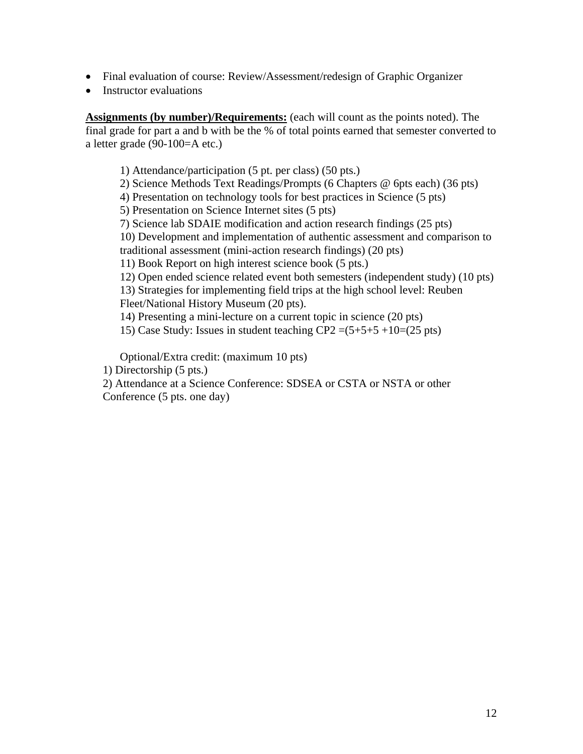- Final evaluation of course: Review/Assessment/redesign of Graphic Organizer
- Instructor evaluations

**Assignments (by number)/Requirements:** (each will count as the points noted). The final grade for part a and b with be the % of total points earned that semester converted to a letter grade (90-100=A etc.)

1) Attendance/participation (5 pt. per class) (50 pts.)
2) Science Methods Text Readings/Prompts (6 Chapters @ 6pts each) (36 pts)
4) Presentation on technology tools for best practices in Science (5 pts)
5) Presentation on Science Internet sites (5 pts)
7) Science lab SDAIE modification and action research findings (25 pts)
10) Development and implementation of authentic assessment and comparison to traditional assessment (mini-action research findings) (20 pts)
11) Book Report on high interest science book (5 pts.)
12) Open ended science related event both semesters (independent study) (10 pts)
13) Strategies for implementing field trips at the high school level: Reuben Fleet/National History Museum (20 pts).
14) Presenting a mini-lecture on a current topic in science (20 pts)
15) Case Study: Issues in student teaching CP2 =(5+5+5 +10=(25 pts)

Optional/Extra credit: (maximum 10 pts)

1) Directorship (5 pts.)
2) Attendance at a Science Conference: SDSEA or CSTA or NSTA or other Conference (5 pts. one day)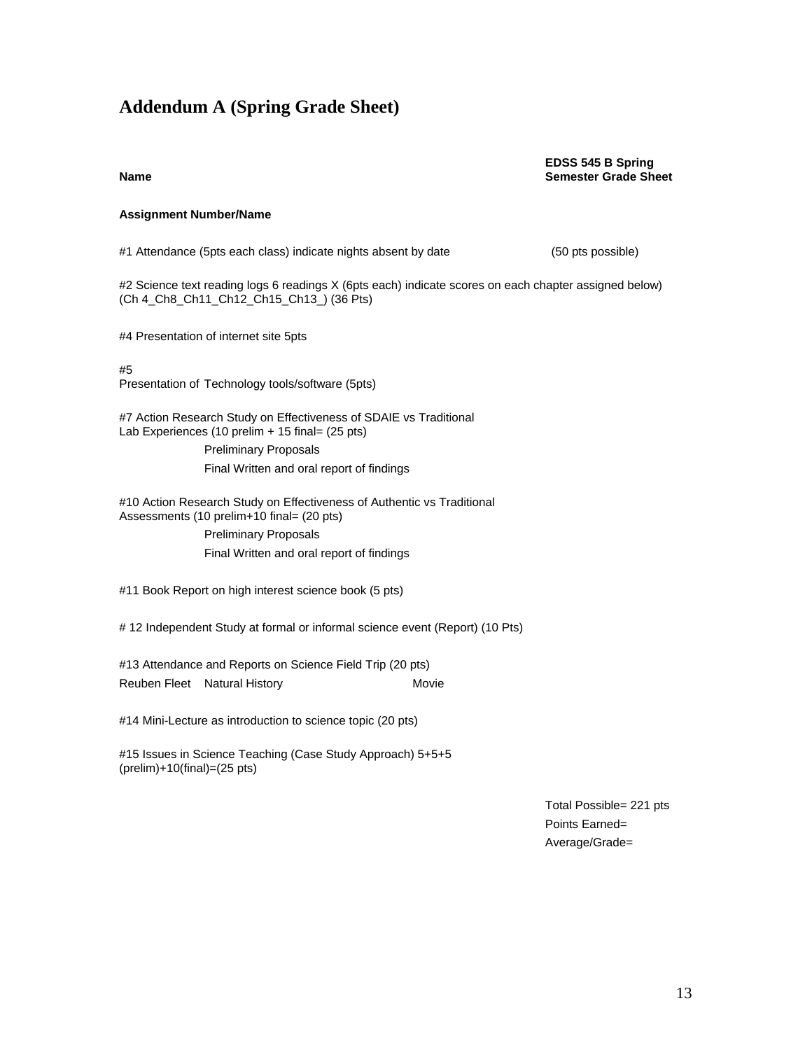# Addendum A (Spring Grade Sheet)

**Name**

**EDSS 545 B Spring Semester Grade Sheet**

**Assignment Number/Name**

#1 Attendance (5pts each class) indicate nights absent by date (50 pts possible)

#2 Science text reading logs 6 readings X (6pts each) indicate scores on each chapter assigned below) (Ch 4_Ch8_Ch11_Ch12_Ch15_Ch13_) (36 Pts)

#4 Presentation of internet site 5pts

#5
Presentation of Technology tools/software (5pts)

#7 Action Research Study on Effectiveness of SDAIE vs Traditional Lab Experiences (10 prelim + 15 final= (25 pts)

- Preliminary Proposals
- Final Written and oral report of findings

#10 Action Research Study on Effectiveness of Authentic vs Traditional Assessments (10 prelim+10 final= (20 pts)

- Preliminary Proposals
- Final Written and oral report of findings

#11 Book Report on high interest science book (5 pts)

# 12 Independent Study at formal or informal science event (Report) (10 Pts)

#13 Attendance and Reports on Science Field Trip (20 pts)

Reuben Fleet    Natural History    Movie

#14 Mini-Lecture as introduction to science topic (20 pts)

#15 Issues in Science Teaching (Case Study Approach) 5+5+5 (prelim)+10(final)=(25 pts)

Total Possible= 221 pts

Points Earned=

Average/Grade=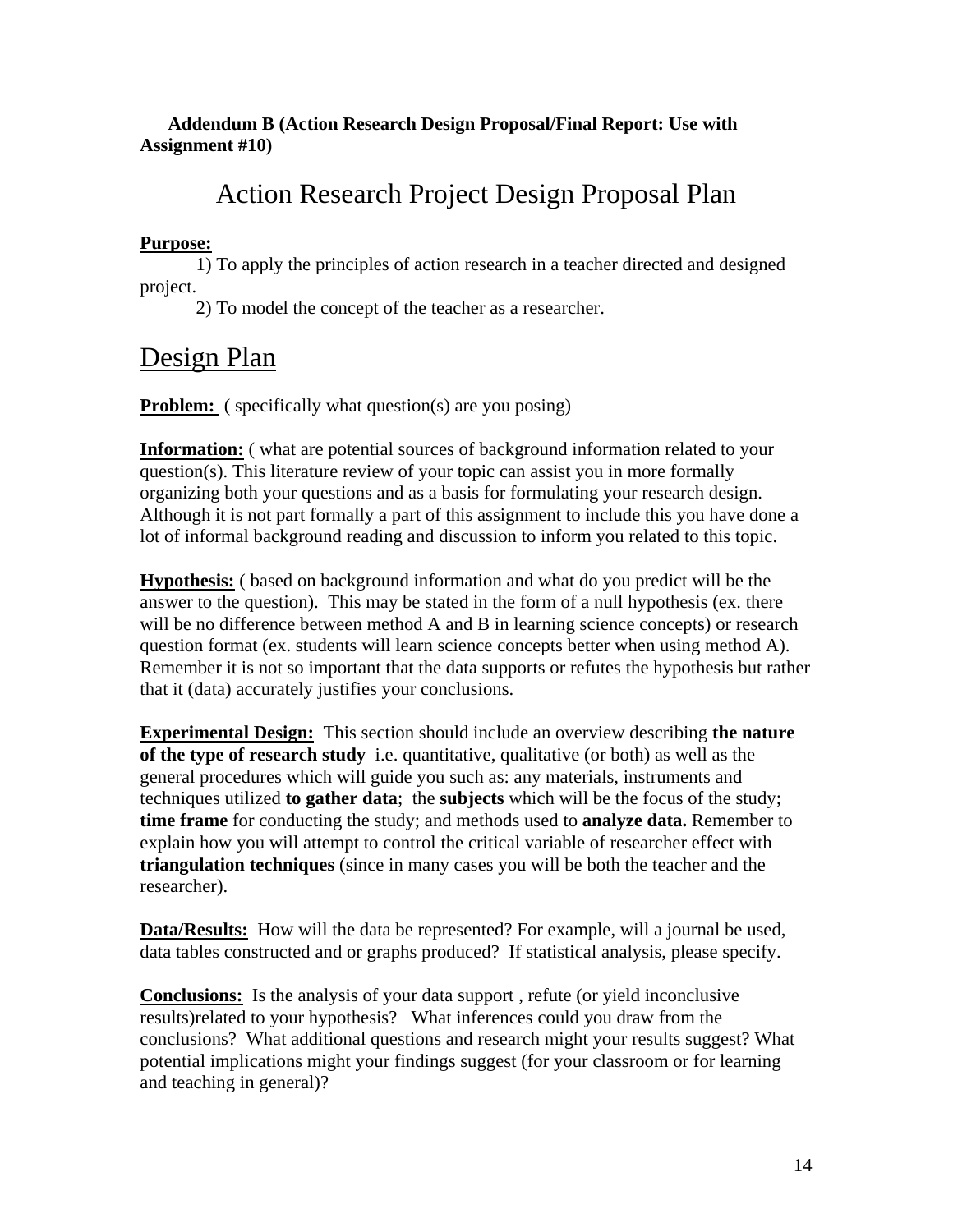**Addendum B (Action Research Design Proposal/Final Report: Use with Assignment #10)**

# Action Research Project Design Proposal Plan

**Purpose:**

1) To apply the principles of action research in a teacher directed and designed project.

2) To model the concept of the teacher as a researcher.

## Design Plan

**Problem:** ( specifically what question(s) are you posing)

**Information:** ( what are potential sources of background information related to your question(s). This literature review of your topic can assist you in more formally organizing both your questions and as a basis for formulating your research design. Although it is not part formally a part of this assignment to include this you have done a lot of informal background reading and discussion to inform you related to this topic.

**Hypothesis:** ( based on background information and what do you predict will be the answer to the question). This may be stated in the form of a null hypothesis (ex. there will be no difference between method A and B in learning science concepts) or research question format (ex. students will learn science concepts better when using method A). Remember it is not so important that the data supports or refutes the hypothesis but rather that it (data) accurately justifies your conclusions.

**Experimental Design:** This section should include an overview describing **the nature of the type of research study** i.e. quantitative, qualitative (or both) as well as the general procedures which will guide you such as: any materials, instruments and techniques utilized **to gather data**; the **subjects** which will be the focus of the study; **time frame** for conducting the study; and methods used to **analyze data.** Remember to explain how you will attempt to control the critical variable of researcher effect with **triangulation techniques** (since in many cases you will be both the teacher and the researcher).

**Data/Results:** How will the data be represented? For example, will a journal be used, data tables constructed and or graphs produced? If statistical analysis, please specify.

**Conclusions:** Is the analysis of your data <u>support</u> , <u>refute</u> (or yield inconclusive results)related to your hypothesis? What inferences could you draw from the conclusions? What additional questions and research might your results suggest? What potential implications might your findings suggest (for your classroom or for learning and teaching in general)?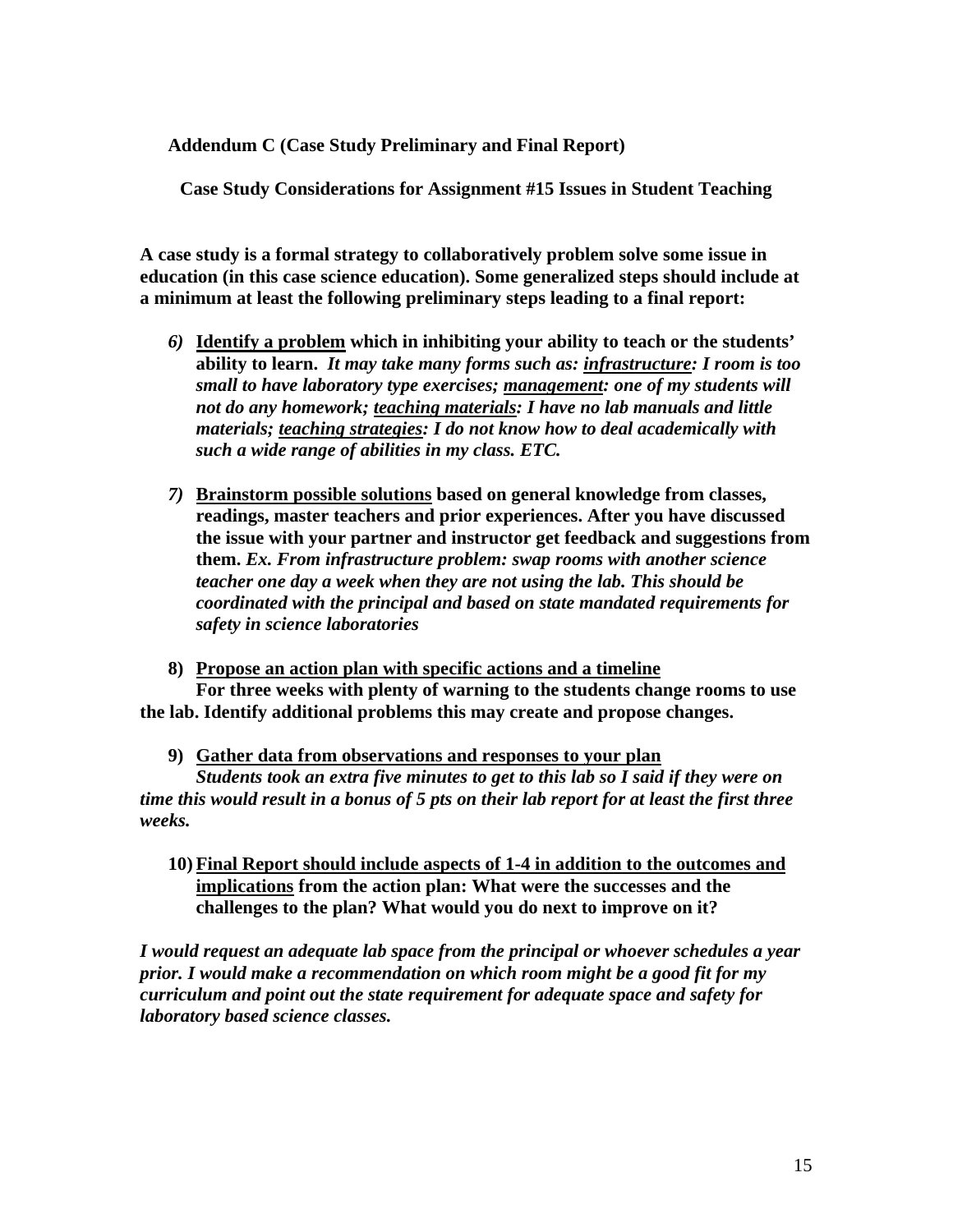**Addendum C (Case Study Preliminary and Final Report)**

**Case Study Considerations for Assignment #15 Issues in Student Teaching**

**A case study is a formal strategy to collaboratively problem solve some issue in education (in this case science education). Some generalized steps should include at a minimum at least the following preliminary steps leading to a final report:**

6) **<u>Identify a problem</u> which in inhibiting your ability to teach or the students' ability to learn.** ***It may take many forms such as: <u>infrastructure</u>: I room is too small to have laboratory type exercises; <u>management</u>: one of my students will not do any homework; <u>teaching materials</u>: I have no lab manuals and little materials; <u>teaching strategies</u>: I do not know how to deal academically with such a wide range of abilities in my class. ETC.***

7) **<u>Brainstorm possible solutions</u> based on general knowledge from classes, readings, master teachers and prior experiences. After you have discussed the issue with your partner and instructor get feedback and suggestions from them.** ***Ex. From infrastructure problem: swap rooms with another science teacher one day a week when they are not using the lab. This should be coordinated with the principal and based on state mandated requirements for safety in science laboratories***

8) **<u>Propose an action plan with specific actions and a timeline</u>**
   **For three weeks with plenty of warning to the students change rooms to use the lab. Identify additional problems this may create and propose changes.**

9) **<u>Gather data from observations and responses to your plan</u>**
   ***Students took an extra five minutes to get to this lab so I said if they were on time this would result in a bonus of 5 pts on their lab report for at least the first three weeks.***

10) **<u>Final Report should include aspects of 1-4 in addition to the outcomes and implications</u> from the action plan: What were the successes and the challenges to the plan? What would you do next to improve on it?**

***I would request an adequate lab space from the principal or whoever schedules a year prior. I would make a recommendation on which room might be a good fit for my curriculum and point out the state requirement for adequate space and safety for laboratory based science classes.***